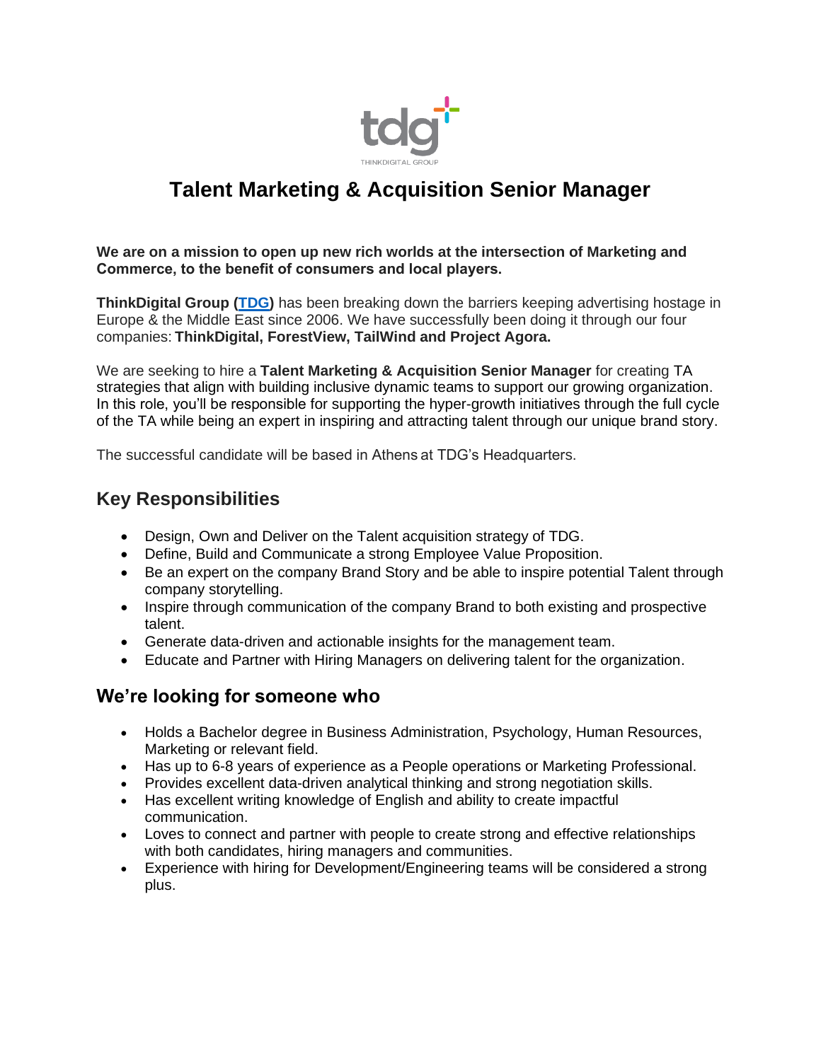# Talent Marketing & Acquisition Senior Manager

**We are on a mission to open up new rich worlds at the intersection of Marketing and Commerce, to the benefit of consumers and local players.**

**ThinkDigital Group (TDG)** has been breaking down the barriers keeping advertising hostage in Europe & the Middle East since 2006. We have successfully been doing it through our four companies: **ThinkDigital, ForestView, TailWind and Project Agora.**

We are seeking to hire a **Talent Marketing & Acquisition Senior Manager** for creating TA strategies that align with building inclusive dynamic teams to support our growing organization. In this role, you'll be responsible for supporting the hyper-growth initiatives through the full cycle of the TA while being an expert in inspiring and attracting talent through our unique brand story.

The successful candidate will be based in Athens at TDG's Headquarters.

## Key Responsibilities

- Design, Own and Deliver on the Talent acquisition strategy of TDG.
- Define, Build and Communicate a strong Employee Value Proposition.
- Be an expert on the company Brand Story and be able to inspire potential Talent through company storytelling.
- Inspire through communication of the company Brand to both existing and prospective talent.
- Generate data-driven and actionable insights for the management team.
- Educate and Partner with Hiring Managers on delivering talent for the organization.

## We're looking for someone who

- Holds a Bachelor degree in Business Administration, Psychology, Human Resources, Marketing or relevant field.
- Has up to 6-8 years of experience as a People operations or Marketing Professional.
- Provides excellent data-driven analytical thinking and strong negotiation skills.
- Has excellent writing knowledge of English and ability to create impactful communication.
- Loves to connect and partner with people to create strong and effective relationships with both candidates, hiring managers and communities.
- Experience with hiring for Development/Engineering teams will be considered a strong plus.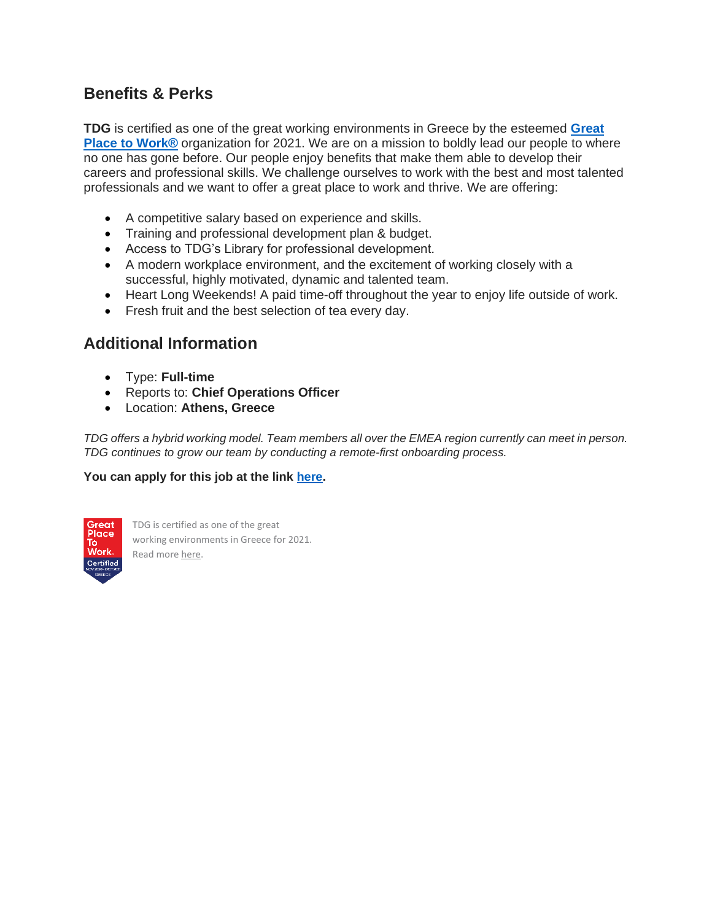## Benefits & Perks

**TDG** is certified as one of the great working environments in Greece by the esteemed **Great Place to Work®** organization for 2021. We are on a mission to boldly lead our people to where no one has gone before. Our people enjoy benefits that make them able to develop their careers and professional skills. We challenge ourselves to work with the best and most talented professionals and we want to offer a great place to work and thrive. We are offering:

- A competitive salary based on experience and skills.
- Training and professional development plan & budget.
- Access to TDG's Library for professional development.
- A modern workplace environment, and the excitement of working closely with a successful, highly motivated, dynamic and talented team.
- Heart Long Weekends! A paid time-off throughout the year to enjoy life outside of work.
- Fresh fruit and the best selection of tea every day.

## Additional Information

- Type: **Full-time**
- Reports to: **Chief Operations Officer**
- Location: **Athens, Greece**

*TDG offers a hybrid working model. Team members all over the EMEA region currently can meet in person. TDG continues to grow our team by conducting a remote-first onboarding process.*

**You can apply for this job at the link here.**

TDG is certified as one of the great working environments in Greece for 2021. Read more here.